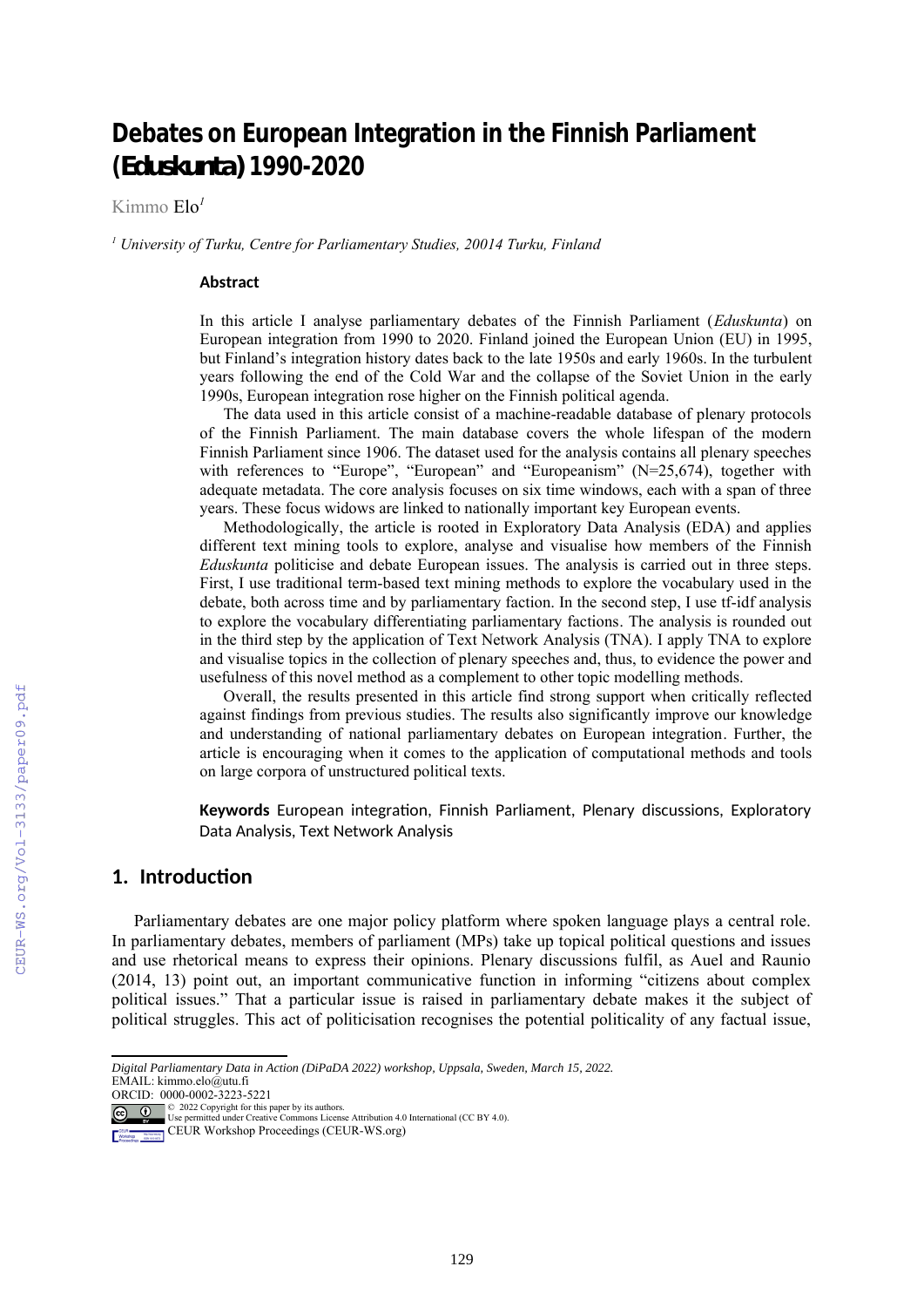# Debates on European Integration in the Finnish Parliament (*Eduskunta*) 1990-2020

Kimmo Elo[1]

[1] *University of Turku, Centre for Parliamentary Studies, 20014 Turku, Finland*

### Abstract

In this article I analyse parliamentary debates of the Finnish Parliament (*Eduskunta*) on European integration from 1990 to 2020. Finland joined the European Union (EU) in 1995, but Finland's integration history dates back to the late 1950s and early 1960s. In the turbulent years following the end of the Cold War and the collapse of the Soviet Union in the early 1990s, European integration rose higher on the Finnish political agenda.

The data used in this article consist of a machine-readable database of plenary protocols of the Finnish Parliament. The main database covers the whole lifespan of the modern Finnish Parliament since 1906. The dataset used for the analysis contains all plenary speeches with references to "Europe", "European" and "Europeanism" (N=25,674), together with adequate metadata. The core analysis focuses on six time windows, each with a span of three years. These focus widows are linked to nationally important key European events.

Methodologically, the article is rooted in Exploratory Data Analysis (EDA) and applies different text mining tools to explore, analyse and visualise how members of the Finnish *Eduskunta* politicise and debate European issues. The analysis is carried out in three steps. First, I use traditional term-based text mining methods to explore the vocabulary used in the debate, both across time and by parliamentary faction. In the second step, I use tf-idf analysis to explore the vocabulary differentiating parliamentary factions. The analysis is rounded out in the third step by the application of Text Network Analysis (TNA). I apply TNA to explore and visualise topics in the collection of plenary speeches and, thus, to evidence the power and usefulness of this novel method as a complement to other topic modelling methods.

Overall, the results presented in this article find strong support when critically reflected against findings from previous studies. The results also significantly improve our knowledge and understanding of national parliamentary debates on European integration. Further, the article is encouraging when it comes to the application of computational methods and tools on large corpora of unstructured political texts.

**Keywords** European integration, Finnish Parliament, Plenary discussions, Exploratory Data Analysis, Text Network Analysis

## 1. Introduction

Parliamentary debates are one major policy platform where spoken language plays a central role. In parliamentary debates, members of parliament (MPs) take up topical political questions and issues and use rhetorical means to express their opinions. Plenary discussions fulfil, as Auel and Raunio (2014, 13) point out, an important communicative function in informing "citizens about complex political issues." That a particular issue is raised in parliamentary debate makes it the subject of political struggles. This act of politicisation recognises the potential politicality of any factual issue,

---

*Digital Parliamentary Data in Action (DiPaDA 2022) workshop, Uppsala, Sweden, March 15, 2022.*
EMAIL: kimmo.elo@utu.fi
ORCID: 0000-0002-3223-5221
© 2022 Copyright for this paper by its authors.
Use permitted under Creative Commons License Attribution 4.0 International (CC BY 4.0).
CEUR Workshop Proceedings (CEUR-WS.org)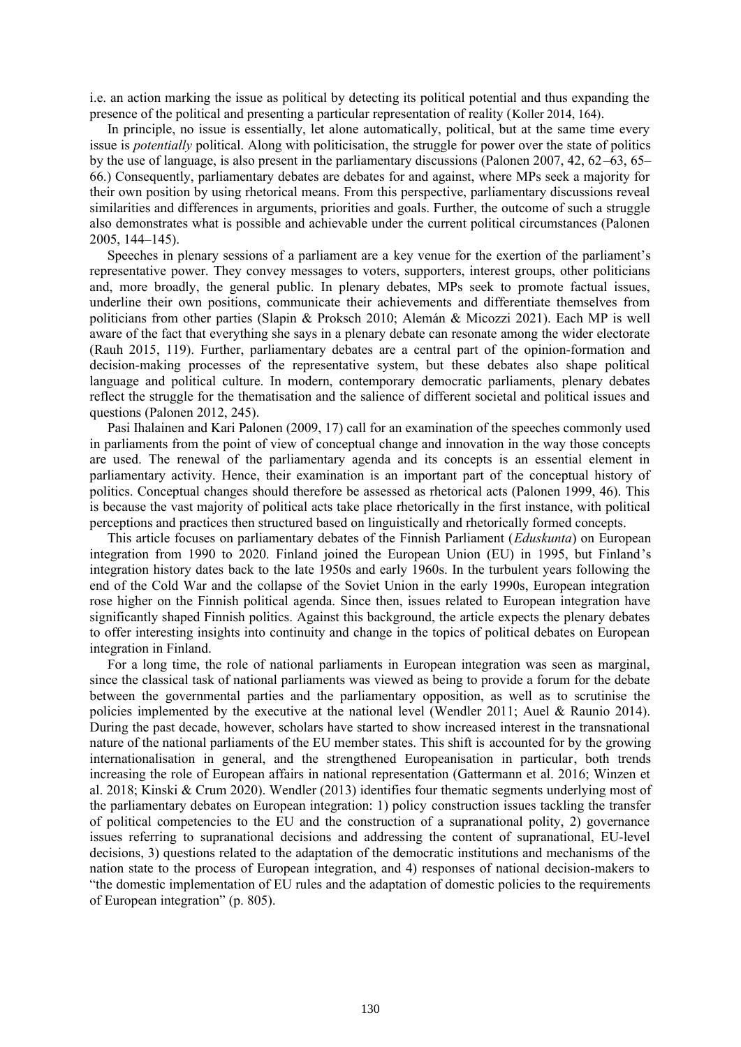i.e. an action marking the issue as political by detecting its political potential and thus expanding the presence of the political and presenting a particular representation of reality (Koller 2014, 164).

In principle, no issue is essentially, let alone automatically, political, but at the same time every issue is *potentially* political. Along with politicisation, the struggle for power over the state of politics by the use of language, is also present in the parliamentary discussions (Palonen 2007, 42, 62–63, 65–66.) Consequently, parliamentary debates are debates for and against, where MPs seek a majority for their own position by using rhetorical means. From this perspective, parliamentary discussions reveal similarities and differences in arguments, priorities and goals. Further, the outcome of such a struggle also demonstrates what is possible and achievable under the current political circumstances (Palonen 2005, 144–145).

Speeches in plenary sessions of a parliament are a key venue for the exertion of the parliament's representative power. They convey messages to voters, supporters, interest groups, other politicians and, more broadly, the general public. In plenary debates, MPs seek to promote factual issues, underline their own positions, communicate their achievements and differentiate themselves from politicians from other parties (Slapin & Proksch 2010; Alemán & Micozzi 2021). Each MP is well aware of the fact that everything she says in a plenary debate can resonate among the wider electorate (Rauh 2015, 119). Further, parliamentary debates are a central part of the opinion-formation and decision-making processes of the representative system, but these debates also shape political language and political culture. In modern, contemporary democratic parliaments, plenary debates reflect the struggle for the thematisation and the salience of different societal and political issues and questions (Palonen 2012, 245).

Pasi Ihalainen and Kari Palonen (2009, 17) call for an examination of the speeches commonly used in parliaments from the point of view of conceptual change and innovation in the way those concepts are used. The renewal of the parliamentary agenda and its concepts is an essential element in parliamentary activity. Hence, their examination is an important part of the conceptual history of politics. Conceptual changes should therefore be assessed as rhetorical acts (Palonen 1999, 46). This is because the vast majority of political acts take place rhetorically in the first instance, with political perceptions and practices then structured based on linguistically and rhetorically formed concepts.

This article focuses on parliamentary debates of the Finnish Parliament (*Eduskunta*) on European integration from 1990 to 2020. Finland joined the European Union (EU) in 1995, but Finland's integration history dates back to the late 1950s and early 1960s. In the turbulent years following the end of the Cold War and the collapse of the Soviet Union in the early 1990s, European integration rose higher on the Finnish political agenda. Since then, issues related to European integration have significantly shaped Finnish politics. Against this background, the article expects the plenary debates to offer interesting insights into continuity and change in the topics of political debates on European integration in Finland.

For a long time, the role of national parliaments in European integration was seen as marginal, since the classical task of national parliaments was viewed as being to provide a forum for the debate between the governmental parties and the parliamentary opposition, as well as to scrutinise the policies implemented by the executive at the national level (Wendler 2011; Auel & Raunio 2014). During the past decade, however, scholars have started to show increased interest in the transnational nature of the national parliaments of the EU member states. This shift is accounted for by the growing internationalisation in general, and the strengthened Europeanisation in particular, both trends increasing the role of European affairs in national representation (Gattermann et al. 2016; Winzen et al. 2018; Kinski & Crum 2020). Wendler (2013) identifies four thematic segments underlying most of the parliamentary debates on European integration: 1) policy construction issues tackling the transfer of political competencies to the EU and the construction of a supranational polity, 2) governance issues referring to supranational decisions and addressing the content of supranational, EU-level decisions, 3) questions related to the adaptation of the democratic institutions and mechanisms of the nation state to the process of European integration, and 4) responses of national decision-makers to "the domestic implementation of EU rules and the adaptation of domestic policies to the requirements of European integration" (p. 805).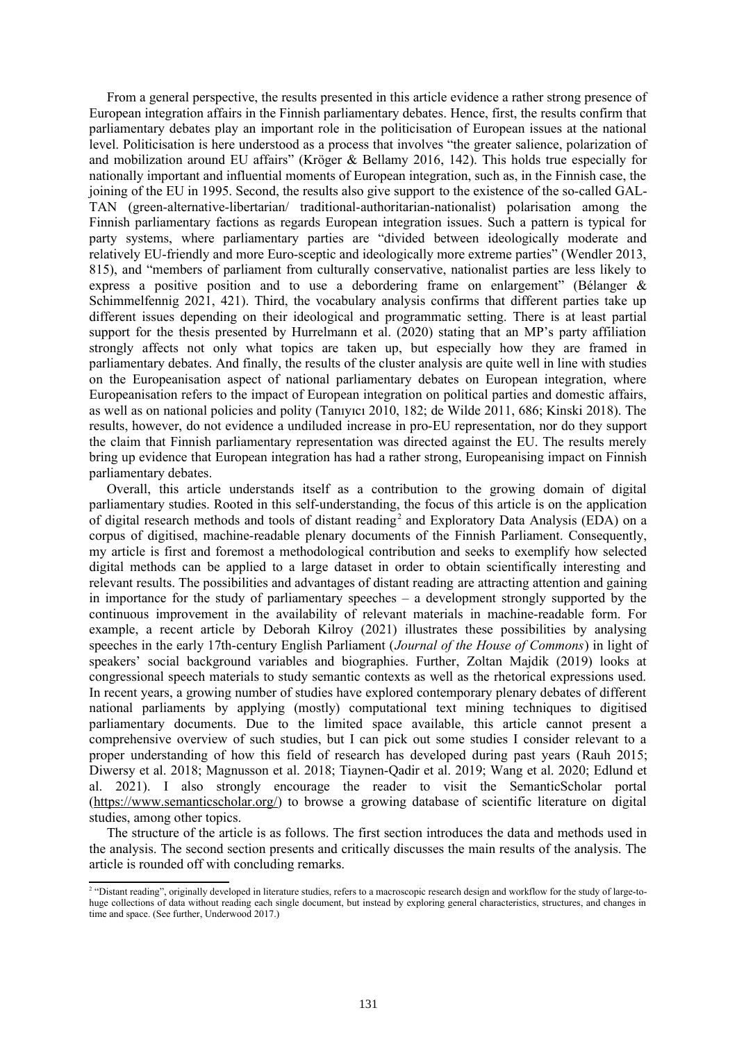From a general perspective, the results presented in this article evidence a rather strong presence of European integration affairs in the Finnish parliamentary debates. Hence, first, the results confirm that parliamentary debates play an important role in the politicisation of European issues at the national level. Politicisation is here understood as a process that involves "the greater salience, polarization of and mobilization around EU affairs" (Kröger & Bellamy 2016, 142). This holds true especially for nationally important and influential moments of European integration, such as, in the Finnish case, the joining of the EU in 1995. Second, the results also give support to the existence of the so-called GAL-TAN (green-alternative-libertarian/ traditional-authoritarian-nationalist) polarisation among the Finnish parliamentary factions as regards European integration issues. Such a pattern is typical for party systems, where parliamentary parties are "divided between ideologically moderate and relatively EU-friendly and more Euro-sceptic and ideologically more extreme parties" (Wendler 2013, 815), and "members of parliament from culturally conservative, nationalist parties are less likely to express a positive position and to use a debordering frame on enlargement" (Bélanger & Schimmelfennig 2021, 421). Third, the vocabulary analysis confirms that different parties take up different issues depending on their ideological and programmatic setting. There is at least partial support for the thesis presented by Hurrelmann et al. (2020) stating that an MP's party affiliation strongly affects not only what topics are taken up, but especially how they are framed in parliamentary debates. And finally, the results of the cluster analysis are quite well in line with studies on the Europeanisation aspect of national parliamentary debates on European integration, where Europeanisation refers to the impact of European integration on political parties and domestic affairs, as well as on national policies and polity (Tanıyıcı 2010, 182; de Wilde 2011, 686; Kinski 2018). The results, however, do not evidence a undiluded increase in pro-EU representation, nor do they support the claim that Finnish parliamentary representation was directed against the EU. The results merely bring up evidence that European integration has had a rather strong, Europeanising impact on Finnish parliamentary debates.

Overall, this article understands itself as a contribution to the growing domain of digital parliamentary studies. Rooted in this self-understanding, the focus of this article is on the application of digital research methods and tools of distant reading[2] and Exploratory Data Analysis (EDA) on a corpus of digitised, machine-readable plenary documents of the Finnish Parliament. Consequently, my article is first and foremost a methodological contribution and seeks to exemplify how selected digital methods can be applied to a large dataset in order to obtain scientifically interesting and relevant results. The possibilities and advantages of distant reading are attracting attention and gaining in importance for the study of parliamentary speeches – a development strongly supported by the continuous improvement in the availability of relevant materials in machine-readable form. For example, a recent article by Deborah Kilroy (2021) illustrates these possibilities by analysing speeches in the early 17th-century English Parliament (*Journal of the House of Commons*) in light of speakers' social background variables and biographies. Further, Zoltan Majdik (2019) looks at congressional speech materials to study semantic contexts as well as the rhetorical expressions used. In recent years, a growing number of studies have explored contemporary plenary debates of different national parliaments by applying (mostly) computational text mining techniques to digitised parliamentary documents. Due to the limited space available, this article cannot present a comprehensive overview of such studies, but I can pick out some studies I consider relevant to a proper understanding of how this field of research has developed during past years (Rauh 2015; Diwersy et al. 2018; Magnusson et al. 2018; Tiaynen-Qadir et al. 2019; Wang et al. 2020; Edlund et al. 2021). I also strongly encourage the reader to visit the SemanticScholar portal (https://www.semanticscholar.org/) to browse a growing database of scientific literature on digital studies, among other topics.

The structure of the article is as follows. The first section introduces the data and methods used in the analysis. The second section presents and critically discusses the main results of the analysis. The article is rounded off with concluding remarks.

[2] "Distant reading", originally developed in literature studies, refers to a macroscopic research design and workflow for the study of large-to-huge collections of data without reading each single document, but instead by exploring general characteristics, structures, and changes in time and space. (See further, Underwood 2017.)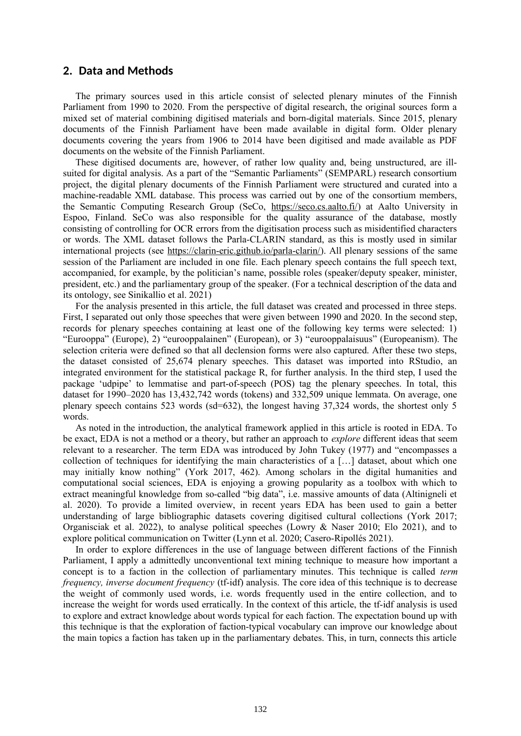## 2. Data and Methods

The primary sources used in this article consist of selected plenary minutes of the Finnish Parliament from 1990 to 2020. From the perspective of digital research, the original sources form a mixed set of material combining digitised materials and born-digital materials. Since 2015, plenary documents of the Finnish Parliament have been made available in digital form. Older plenary documents covering the years from 1906 to 2014 have been digitised and made available as PDF documents on the website of the Finnish Parliament.

These digitised documents are, however, of rather low quality and, being unstructured, are ill-suited for digital analysis. As a part of the "Semantic Parliaments" (SEMPARL) research consortium project, the digital plenary documents of the Finnish Parliament were structured and curated into a machine-readable XML database. This process was carried out by one of the consortium members, the Semantic Computing Research Group (SeCo, https://seco.cs.aalto.fi/) at Aalto University in Espoo, Finland. SeCo was also responsible for the quality assurance of the database, mostly consisting of controlling for OCR errors from the digitisation process such as misidentified characters or words. The XML dataset follows the Parla-CLARIN standard, as this is mostly used in similar international projects (see https://clarin-eric.github.io/parla-clarin/). All plenary sessions of the same session of the Parliament are included in one file. Each plenary speech contains the full speech text, accompanied, for example, by the politician's name, possible roles (speaker/deputy speaker, minister, president, etc.) and the parliamentary group of the speaker. (For a technical description of the data and its ontology, see Sinikallio et al. 2021)

For the analysis presented in this article, the full dataset was created and processed in three steps. First, I separated out only those speeches that were given between 1990 and 2020. In the second step, records for plenary speeches containing at least one of the following key terms were selected: 1) "Eurooppa" (Europe), 2) "eurooppalainen" (European), or 3) "eurooppalaisuus" (Europeanism). The selection criteria were defined so that all declension forms were also captured. After these two steps, the dataset consisted of 25,674 plenary speeches. This dataset was imported into RStudio, an integrated environment for the statistical package R, for further analysis. In the third step, I used the package 'udpipe' to lemmatise and part-of-speech (POS) tag the plenary speeches. In total, this dataset for 1990–2020 has 13,432,742 words (tokens) and 332,509 unique lemmata. On average, one plenary speech contains 523 words (sd=632), the longest having 37,324 words, the shortest only 5 words.

As noted in the introduction, the analytical framework applied in this article is rooted in EDA. To be exact, EDA is not a method or a theory, but rather an approach to *explore* different ideas that seem relevant to a researcher. The term EDA was introduced by John Tukey (1977) and "encompasses a collection of techniques for identifying the main characteristics of a […] dataset, about which one may initially know nothing" (York 2017, 462). Among scholars in the digital humanities and computational social sciences, EDA is enjoying a growing popularity as a toolbox with which to extract meaningful knowledge from so-called "big data", i.e. massive amounts of data (Altinigneli et al. 2020). To provide a limited overview, in recent years EDA has been used to gain a better understanding of large bibliographic datasets covering digitised cultural collections (York 2017; Organisciak et al. 2022), to analyse political speeches (Lowry & Naser 2010; Elo 2021), and to explore political communication on Twitter (Lynn et al. 2020; Casero-Ripollés 2021).

In order to explore differences in the use of language between different factions of the Finnish Parliament, I apply a admittedly unconventional text mining technique to measure how important a concept is to a faction in the collection of parliamentary minutes. This technique is called *term frequency, inverse document frequency* (tf-idf) analysis. The core idea of this technique is to decrease the weight of commonly used words, i.e. words frequently used in the entire collection, and to increase the weight for words used erratically. In the context of this article, the tf-idf analysis is used to explore and extract knowledge about words typical for each faction. The expectation bound up with this technique is that the exploration of faction-typical vocabulary can improve our knowledge about the main topics a faction has taken up in the parliamentary debates. This, in turn, connects this article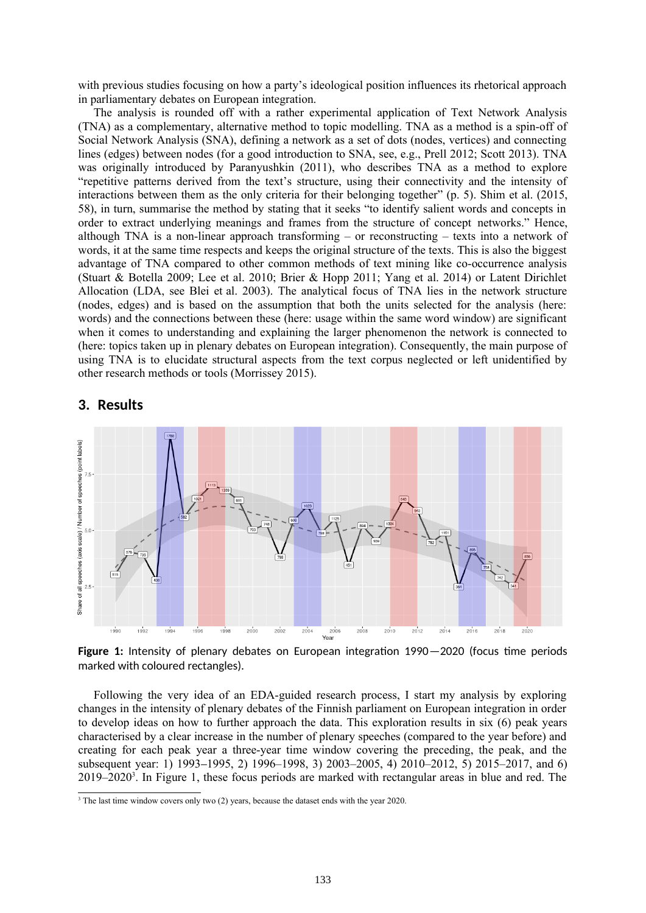with previous studies focusing on how a party's ideological position influences its rhetorical approach in parliamentary debates on European integration.

The analysis is rounded off with a rather experimental application of Text Network Analysis (TNA) as a complementary, alternative method to topic modelling. TNA as a method is a spin-off of Social Network Analysis (SNA), defining a network as a set of dots (nodes, vertices) and connecting lines (edges) between nodes (for a good introduction to SNA, see, e.g., Prell 2012; Scott 2013). TNA was originally introduced by Paranyushkin (2011), who describes TNA as a method to explore "repetitive patterns derived from the text's structure, using their connectivity and the intensity of interactions between them as the only criteria for their belonging together" (p. 5). Shim et al. (2015, 58), in turn, summarise the method by stating that it seeks "to identify salient words and concepts in order to extract underlying meanings and frames from the structure of concept networks." Hence, although TNA is a non-linear approach transforming – or reconstructing – texts into a network of words, it at the same time respects and keeps the original structure of the texts. This is also the biggest advantage of TNA compared to other common methods of text mining like co-occurrence analysis (Stuart & Botella 2009; Lee et al. 2010; Brier & Hopp 2011; Yang et al. 2014) or Latent Dirichlet Allocation (LDA, see Blei et al. 2003). The analytical focus of TNA lies in the network structure (nodes, edges) and is based on the assumption that both the units selected for the analysis (here: words) and the connections between these (here: usage within the same word window) are significant when it comes to understanding and explaining the larger phenomenon the network is connected to (here: topics taken up in plenary debates on European integration). Consequently, the main purpose of using TNA is to elucidate structural aspects from the text corpus neglected or left unidentified by other research methods or tools (Morrissey 2015).

## 3. Results

**Figure 1:** Intensity of plenary debates on European integration 1990—2020 (focus time periods marked with coloured rectangles).

Following the very idea of an EDA-guided research process, I start my analysis by exploring changes in the intensity of plenary debates of the Finnish parliament on European integration in order to develop ideas on how to further approach the data. This exploration results in six (6) peak years characterised by a clear increase in the number of plenary speeches (compared to the year before) and creating for each peak year a three-year time window covering the preceding, the peak, and the subsequent year: 1) 1993–1995, 2) 1996–1998, 3) 2003–2005, 4) 2010–2012, 5) 2015–2017, and 6) 2019–2020[3]. In Figure 1, these focus periods are marked with rectangular areas in blue and red. The

[3] The last time window covers only two (2) years, because the dataset ends with the year 2020.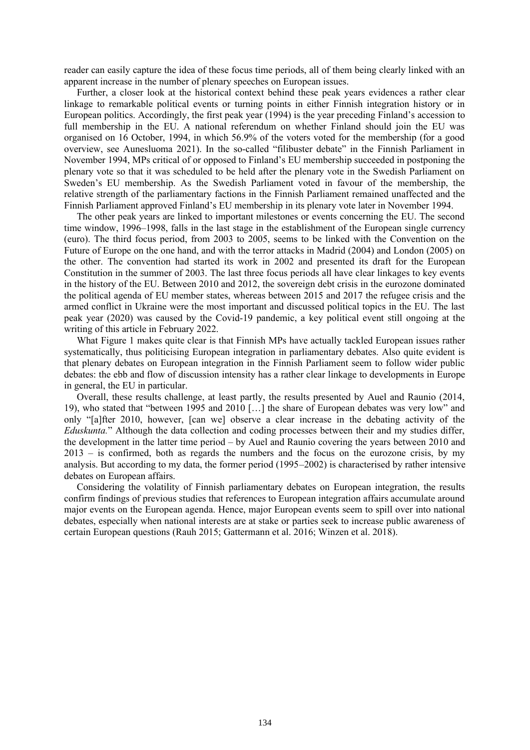reader can easily capture the idea of these focus time periods, all of them being clearly linked with an apparent increase in the number of plenary speeches on European issues.

Further, a closer look at the historical context behind these peak years evidences a rather clear linkage to remarkable political events or turning points in either Finnish integration history or in European politics. Accordingly, the first peak year (1994) is the year preceding Finland's accession to full membership in the EU. A national referendum on whether Finland should join the EU was organised on 16 October, 1994, in which 56.9% of the voters voted for the membership (for a good overview, see Aunesluoma 2021). In the so-called "filibuster debate" in the Finnish Parliament in November 1994, MPs critical of or opposed to Finland's EU membership succeeded in postponing the plenary vote so that it was scheduled to be held after the plenary vote in the Swedish Parliament on Sweden's EU membership. As the Swedish Parliament voted in favour of the membership, the relative strength of the parliamentary factions in the Finnish Parliament remained unaffected and the Finnish Parliament approved Finland's EU membership in its plenary vote later in November 1994.

The other peak years are linked to important milestones or events concerning the EU. The second time window, 1996–1998, falls in the last stage in the establishment of the European single currency (euro). The third focus period, from 2003 to 2005, seems to be linked with the Convention on the Future of Europe on the one hand, and with the terror attacks in Madrid (2004) and London (2005) on the other. The convention had started its work in 2002 and presented its draft for the European Constitution in the summer of 2003. The last three focus periods all have clear linkages to key events in the history of the EU. Between 2010 and 2012, the sovereign debt crisis in the eurozone dominated the political agenda of EU member states, whereas between 2015 and 2017 the refugee crisis and the armed conflict in Ukraine were the most important and discussed political topics in the EU. The last peak year (2020) was caused by the Covid-19 pandemic, a key political event still ongoing at the writing of this article in February 2022.

What Figure 1 makes quite clear is that Finnish MPs have actually tackled European issues rather systematically, thus politicising European integration in parliamentary debates. Also quite evident is that plenary debates on European integration in the Finnish Parliament seem to follow wider public debates: the ebb and flow of discussion intensity has a rather clear linkage to developments in Europe in general, the EU in particular.

Overall, these results challenge, at least partly, the results presented by Auel and Raunio (2014, 19), who stated that "between 1995 and 2010 […] the share of European debates was very low" and only "[a]fter 2010, however, [can we] observe a clear increase in the debating activity of the *Eduskunta.*" Although the data collection and coding processes between their and my studies differ, the development in the latter time period – by Auel and Raunio covering the years between 2010 and 2013 – is confirmed, both as regards the numbers and the focus on the eurozone crisis, by my analysis. But according to my data, the former period (1995–2002) is characterised by rather intensive debates on European affairs.

Considering the volatility of Finnish parliamentary debates on European integration, the results confirm findings of previous studies that references to European integration affairs accumulate around major events on the European agenda. Hence, major European events seem to spill over into national debates, especially when national interests are at stake or parties seek to increase public awareness of certain European questions (Rauh 2015; Gattermann et al. 2016; Winzen et al. 2018).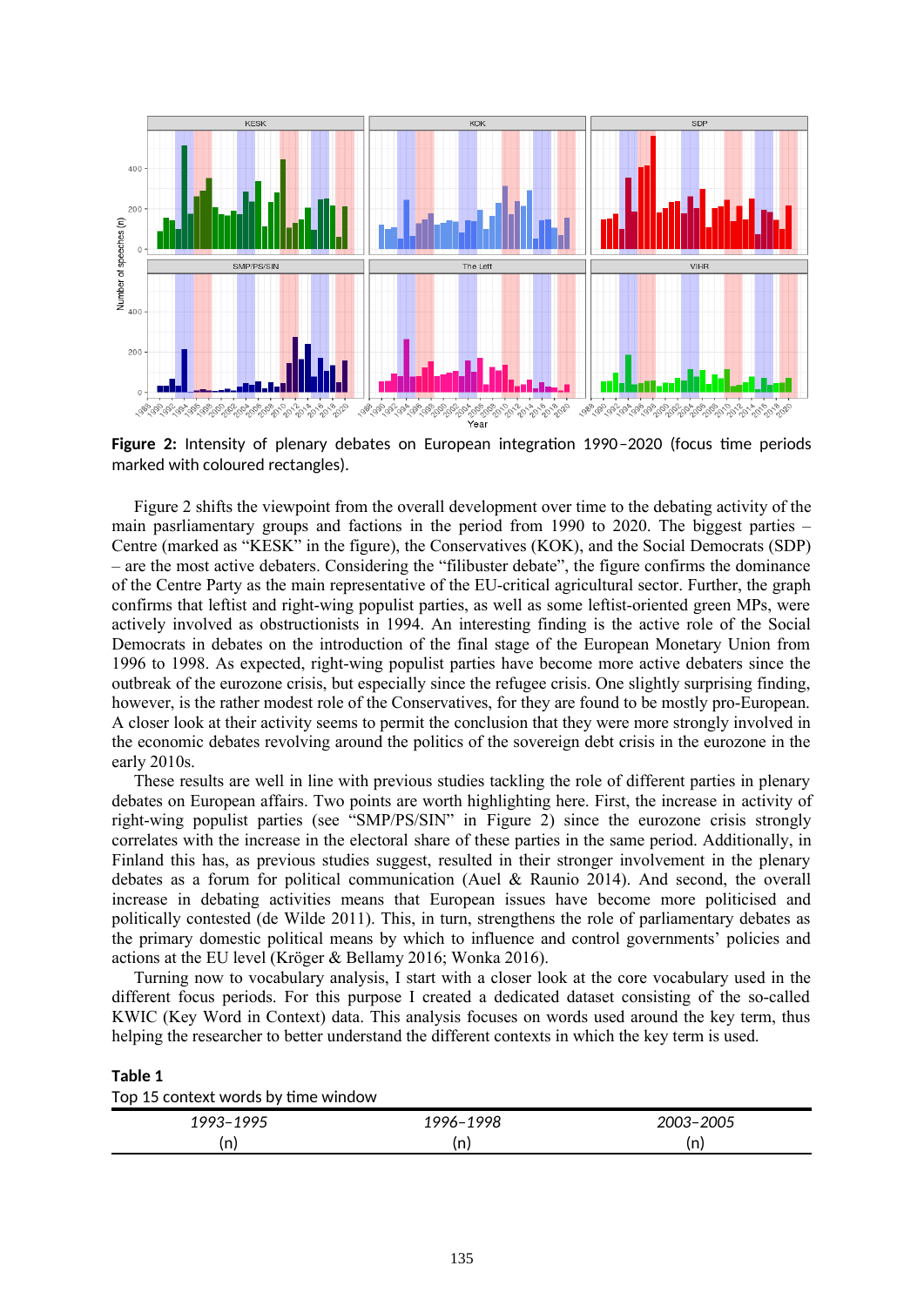**Figure 2:** Intensity of plenary debates on European integration 1990–2020 (focus time periods marked with coloured rectangles).

Figure 2 shifts the viewpoint from the overall development over time to the debating activity of the main pasrliamentary groups and factions in the period from 1990 to 2020. The biggest parties – Centre (marked as "KESK" in the figure), the Conservatives (KOK), and the Social Democrats (SDP) – are the most active debaters. Considering the "filibuster debate", the figure confirms the dominance of the Centre Party as the main representative of the EU-critical agricultural sector. Further, the graph confirms that leftist and right-wing populist parties, as well as some leftist-oriented green MPs, were actively involved as obstructionists in 1994. An interesting finding is the active role of the Social Democrats in debates on the introduction of the final stage of the European Monetary Union from 1996 to 1998. As expected, right-wing populist parties have become more active debaters since the outbreak of the eurozone crisis, but especially since the refugee crisis. One slightly surprising finding, however, is the rather modest role of the Conservatives, for they are found to be mostly pro-European. A closer look at their activity seems to permit the conclusion that they were more strongly involved in the economic debates revolving around the politics of the sovereign debt crisis in the eurozone in the early 2010s.

These results are well in line with previous studies tackling the role of different parties in plenary debates on European affairs. Two points are worth highlighting here. First, the increase in activity of right-wing populist parties (see "SMP/PS/SIN" in Figure 2) since the eurozone crisis strongly correlates with the increase in the electoral share of these parties in the same period. Additionally, in Finland this has, as previous studies suggest, resulted in their stronger involvement in the plenary debates as a forum for political communication (Auel & Raunio 2014). And second, the overall increase in debating activities means that European issues have become more politicised and politically contested (de Wilde 2011). This, in turn, strengthens the role of parliamentary debates as the primary domestic political means by which to influence and control governments' policies and actions at the EU level (Kröger & Bellamy 2016; Wonka 2016).

Turning now to vocabulary analysis, I start with a closer look at the core vocabulary used in the different focus periods. For this purpose I created a dedicated dataset consisting of the so-called KWIC (Key Word in Context) data. This analysis focuses on words used around the key term, thus helping the researcher to better understand the different contexts in which the key term is used.

**Table 1**
Top 15 context words by time window

| *1993–1995* (n) | *1996–1998* (n) | *2003–2005* (n) |
|---|---|---|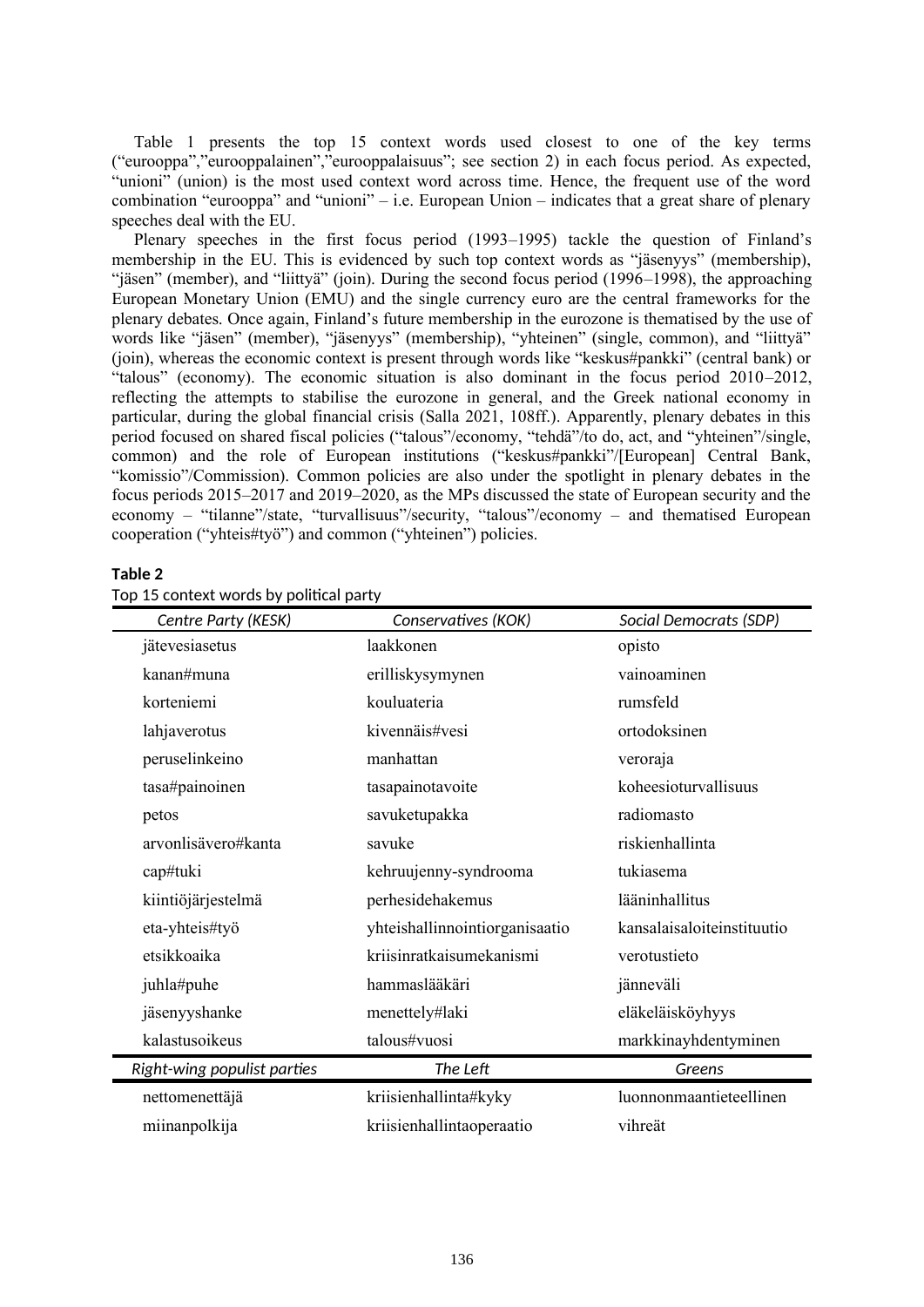Table 1 presents the top 15 context words used closest to one of the key terms ("eurooppa","eurooppalainen","eurooppalaisuus"; see section 2) in each focus period. As expected, "unioni" (union) is the most used context word across time. Hence, the frequent use of the word combination "eurooppa" and "unioni" – i.e. European Union – indicates that a great share of plenary speeches deal with the EU.

Plenary speeches in the first focus period (1993–1995) tackle the question of Finland's membership in the EU. This is evidenced by such top context words as "jäsenyys" (membership), "jäsen" (member), and "liittyä" (join). During the second focus period (1996–1998), the approaching European Monetary Union (EMU) and the single currency euro are the central frameworks for the plenary debates. Once again, Finland's future membership in the eurozone is thematised by the use of words like "jäsen" (member), "jäsenyys" (membership), "yhteinen" (single, common), and "liittyä" (join), whereas the economic context is present through words like "keskus#pankki" (central bank) or "talous" (economy). The economic situation is also dominant in the focus period 2010–2012, reflecting the attempts to stabilise the eurozone in general, and the Greek national economy in particular, during the global financial crisis (Salla 2021, 108ff.). Apparently, plenary debates in this period focused on shared fiscal policies ("talous"/economy, "tehdä"/to do, act, and "yhteinen"/single, common) and the role of European institutions ("keskus#pankki"/[European] Central Bank, "komissio"/Commission). Common policies are also under the spotlight in plenary debates in the focus periods 2015–2017 and 2019–2020, as the MPs discussed the state of European security and the economy – "tilanne"/state, "turvallisuus"/security, "talous"/economy – and thematised European cooperation ("yhteis#työ") and common ("yhteinen") policies.

**Table 2**

Top 15 context words by political party

| *Centre Party (KESK)* | *Conservatives (KOK)* | *Social Democrats (SDP)* |
|---|---|---|
| jätevesiasetus | laakkonen | opisto |
| kanan#muna | erilliskysymynen | vainoaminen |
| korteniemi | kouluateria | rumsfeld |
| lahjaverotus | kivennäis#vesi | ortodoksinen |
| peruselinkeino | manhattan | veroraja |
| tasa#painoinen | tasapainotavoite | koheesioturvallisuus |
| petos | savuketupakka | radiomasto |
| arvonlisävero#kanta | savuke | riskienhallinta |
| cap#tuki | kehruujenny-syndrooma | tukiasema |
| kiintiöjärjestelmä | perhesidehakemus | lääninhallitus |
| eta-yhteis#työ | yhteishallinnointiorganisaatio | kansalaisaloiteinstituutio |
| etsikkoaika | kriisinratkaisumekanismi | verotustieto |
| juhla#puhe | hammaslääkäri | jänneväli |
| jäsenyyshanke | menettely#laki | eläkeläisköyhyys |
| kalastusoikeus | talous#vuosi | markkinayhdentyminen |
| *Right-wing populist parties* | *The Left* | *Greens* |
| nettomenettäjä | kriisienhallinta#kyky | luonnonmaantieteellinen |
| miinanpolkija | kriisienhallintaoperaatio | vihreät |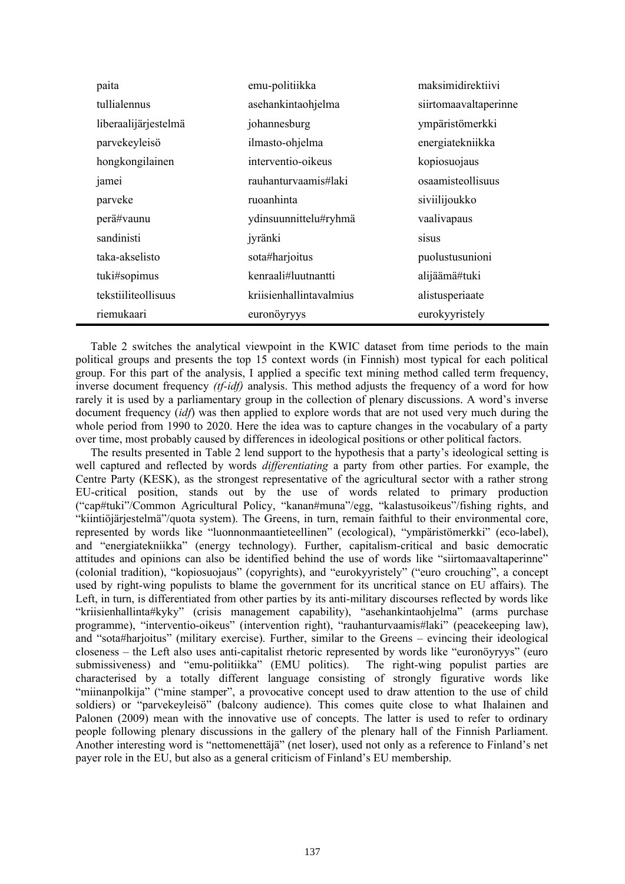| | | |
|---|---|---|
| paita | emu-politiikka | maksimidirektiivi |
| tullialennus | asehankintaohjelma | siirtomaavaltaperinne |
| liberaalijärjestelmä | johannesburg | ympäristömerkki |
| parvekeyleisö | ilmasto-ohjelma | energiatekniikka |
| hongkongilainen | interventio-oikeus | kopiosuojaus |
| jamei | rauhanturvaamis#laki | osaamisteollisuus |
| parveke | ruoanhinta | siviilijoukko |
| perä#vaunu | ydinsuunnittelu#ryhmä | vaalivapaus |
| sandinisti | jyränki | sisus |
| taka-akselisto | sota#harjoitus | puolustusunioni |
| tuki#sopimus | kenraali#luutnantti | alijäämä#tuki |
| tekstiiliteollisuus | kriisienhallintavalmius | alistusperiaate |
| riemukaari | euronöyryys | eurokyyristely |

Table 2 switches the analytical viewpoint in the KWIC dataset from time periods to the main political groups and presents the top 15 context words (in Finnish) most typical for each political group. For this part of the analysis, I applied a specific text mining method called term frequency, inverse document frequency *(tf-idf)* analysis. This method adjusts the frequency of a word for how rarely it is used by a parliamentary group in the collection of plenary discussions. A word's inverse document frequency (*idf*) was then applied to explore words that are not used very much during the whole period from 1990 to 2020. Here the idea was to capture changes in the vocabulary of a party over time, most probably caused by differences in ideological positions or other political factors.

The results presented in Table 2 lend support to the hypothesis that a party's ideological setting is well captured and reflected by words *differentiating* a party from other parties. For example, the Centre Party (KESK), as the strongest representative of the agricultural sector with a rather strong EU-critical position, stands out by the use of words related to primary production ("cap#tuki"/Common Agricultural Policy, "kanan#muna"/egg, "kalastusoikeus"/fishing rights, and "kiintiöjärjestelmä"/quota system). The Greens, in turn, remain faithful to their environmental core, represented by words like "luonnonmaantieteellinen" (ecological), "ympäristömerkki" (eco-label), and "energiatekniikka" (energy technology). Further, capitalism-critical and basic democratic attitudes and opinions can also be identified behind the use of words like "siirtomaavaltaperinne" (colonial tradition), "kopiosuojaus" (copyrights), and "eurokyyristely" ("euro crouching", a concept used by right-wing populists to blame the government for its uncritical stance on EU affairs). The Left, in turn, is differentiated from other parties by its anti-military discourses reflected by words like "kriisienhallinta#kyky" (crisis management capability), "asehankintaohjelma" (arms purchase programme), "interventio-oikeus" (intervention right), "rauhanturvaamis#laki" (peacekeeping law), and "sota#harjoitus" (military exercise). Further, similar to the Greens – evincing their ideological closeness – the Left also uses anti-capitalist rhetoric represented by words like "euronöyryys" (euro submissiveness) and "emu-politiikka" (EMU politics). The right-wing populist parties are characterised by a totally different language consisting of strongly figurative words like "miinanpolkija" ("mine stamper", a provocative concept used to draw attention to the use of child soldiers) or "parvekeyleisö" (balcony audience). This comes quite close to what Ihalainen and Palonen (2009) mean with the innovative use of concepts. The latter is used to refer to ordinary people following plenary discussions in the gallery of the plenary hall of the Finnish Parliament. Another interesting word is "nettomenettäjä" (net loser), used not only as a reference to Finland's net payer role in the EU, but also as a general criticism of Finland's EU membership.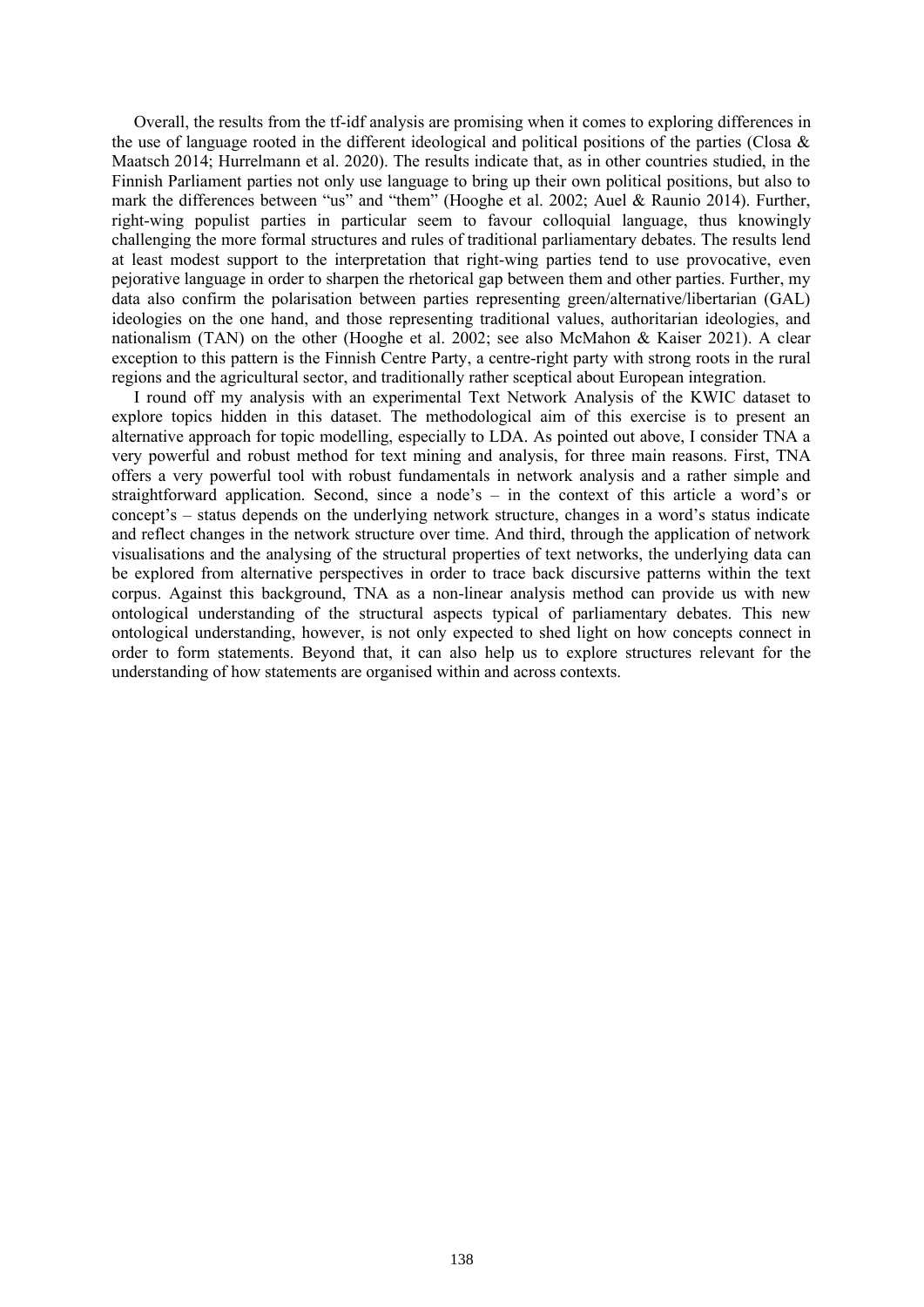Overall, the results from the tf-idf analysis are promising when it comes to exploring differences in the use of language rooted in the different ideological and political positions of the parties (Closa & Maatsch 2014; Hurrelmann et al. 2020). The results indicate that, as in other countries studied, in the Finnish Parliament parties not only use language to bring up their own political positions, but also to mark the differences between "us" and "them" (Hooghe et al. 2002; Auel & Raunio 2014). Further, right-wing populist parties in particular seem to favour colloquial language, thus knowingly challenging the more formal structures and rules of traditional parliamentary debates. The results lend at least modest support to the interpretation that right-wing parties tend to use provocative, even pejorative language in order to sharpen the rhetorical gap between them and other parties. Further, my data also confirm the polarisation between parties representing green/alternative/libertarian (GAL) ideologies on the one hand, and those representing traditional values, authoritarian ideologies, and nationalism (TAN) on the other (Hooghe et al. 2002; see also McMahon & Kaiser 2021). A clear exception to this pattern is the Finnish Centre Party, a centre-right party with strong roots in the rural regions and the agricultural sector, and traditionally rather sceptical about European integration.

I round off my analysis with an experimental Text Network Analysis of the KWIC dataset to explore topics hidden in this dataset. The methodological aim of this exercise is to present an alternative approach for topic modelling, especially to LDA. As pointed out above, I consider TNA a very powerful and robust method for text mining and analysis, for three main reasons. First, TNA offers a very powerful tool with robust fundamentals in network analysis and a rather simple and straightforward application. Second, since a node's – in the context of this article a word's or concept's – status depends on the underlying network structure, changes in a word's status indicate and reflect changes in the network structure over time. And third, through the application of network visualisations and the analysing of the structural properties of text networks, the underlying data can be explored from alternative perspectives in order to trace back discursive patterns within the text corpus. Against this background, TNA as a non-linear analysis method can provide us with new ontological understanding of the structural aspects typical of parliamentary debates. This new ontological understanding, however, is not only expected to shed light on how concepts connect in order to form statements. Beyond that, it can also help us to explore structures relevant for the understanding of how statements are organised within and across contexts.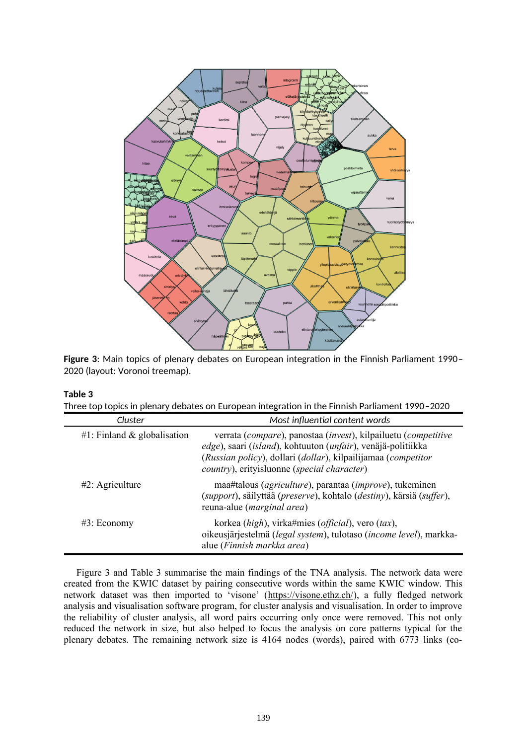**Figure 3**: Main topics of plenary debates on European integration in the Finnish Parliament 1990–2020 (layout: Voronoi treemap).

**Table 3**

Three top topics in plenary debates on European integration in the Finnish Parliament 1990–2020

| *Cluster* | *Most influential content words* |
|---|---|
| #1: Finland & globalisation | verrata (*compare*), panostaa (*invest*), kilpailuetu (*competitive edge*), saari (*island*), kohtuuton (*unfair*), venäjä-politiikka (*Russian policy*), dollari (*dollar*), kilpailijamaa (*competitor country*), erityisluonne (*special character*) |
| #2: Agriculture | maa#talous (*agriculture*), parantaa (*improve*), tukeminen (*support*), säilyttää (*preserve*), kohtalo (*destiny*), kärsiä (*suffer*), reuna-alue (*marginal area*) |
| #3: Economy | korkea (*high*), virka#mies (*official*), vero (*tax*), oikeusjärjestelmä (*legal system*), tulotaso (*income level*), markka-alue (*Finnish markka area*) |

Figure 3 and Table 3 summarise the main findings of the TNA analysis. The network data were created from the KWIC dataset by pairing consecutive words within the same KWIC window. This network dataset was then imported to 'visone' (https://visone.ethz.ch/), a fully fledged network analysis and visualisation software program, for cluster analysis and visualisation. In order to improve the reliability of cluster analysis, all word pairs occurring only once were removed. This not only reduced the network in size, but also helped to focus the analysis on core patterns typical for the plenary debates. The remaining network size is 4164 nodes (words), paired with 6773 links (co-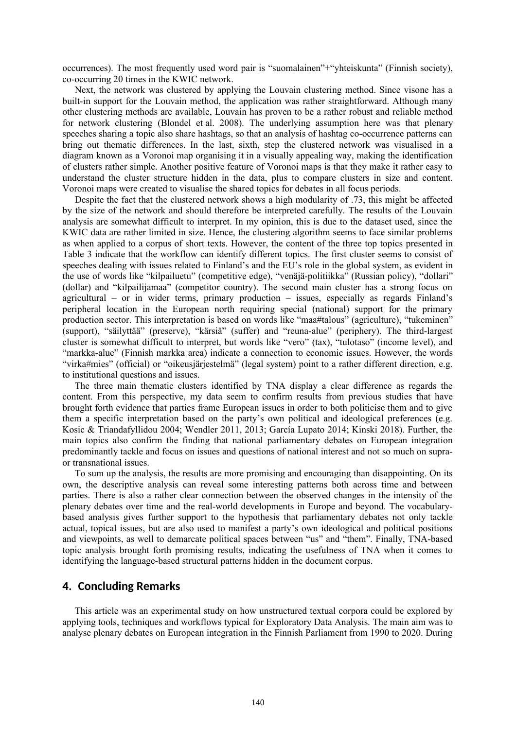occurrences). The most frequently used word pair is “suomalainen”+“yhteiskunta” (Finnish society), co-occurring 20 times in the KWIC network.

Next, the network was clustered by applying the Louvain clustering method. Since visone has a built-in support for the Louvain method, the application was rather straightforward. Although many other clustering methods are available, Louvain has proven to be a rather robust and reliable method for network clustering (Blondel et al. 2008). The underlying assumption here was that plenary speeches sharing a topic also share hashtags, so that an analysis of hashtag co-occurrence patterns can bring out thematic differences. In the last, sixth, step the clustered network was visualised in a diagram known as a Voronoi map organising it in a visually appealing way, making the identification of clusters rather simple. Another positive feature of Voronoi maps is that they make it rather easy to understand the cluster structure hidden in the data, plus to compare clusters in size and content. Voronoi maps were created to visualise the shared topics for debates in all focus periods.

Despite the fact that the clustered network shows a high modularity of .73, this might be affected by the size of the network and should therefore be interpreted carefully. The results of the Louvain analysis are somewhat difficult to interpret. In my opinion, this is due to the dataset used, since the KWIC data are rather limited in size. Hence, the clustering algorithm seems to face similar problems as when applied to a corpus of short texts. However, the content of the three top topics presented in Table 3 indicate that the workflow can identify different topics. The first cluster seems to consist of speeches dealing with issues related to Finland’s and the EU’s role in the global system, as evident in the use of words like “kilpailuetu” (competitive edge), “venäjä-politiikka” (Russian policy), “dollari” (dollar) and “kilpailijamaa” (competitor country). The second main cluster has a strong focus on agricultural – or in wider terms, primary production – issues, especially as regards Finland’s peripheral location in the European north requiring special (national) support for the primary production sector. This interpretation is based on words like “maa#talous” (agriculture), “tukeminen” (support), “säilyttää” (preserve), “kärsiä” (suffer) and “reuna-alue” (periphery). The third-largest cluster is somewhat difficult to interpret, but words like “vero” (tax), “tulotaso” (income level), and “markka-alue” (Finnish markka area) indicate a connection to economic issues. However, the words “virka#mies” (official) or “oikeusjärjestelmä” (legal system) point to a rather different direction, e.g. to institutional questions and issues.

The three main thematic clusters identified by TNA display a clear difference as regards the content. From this perspective, my data seem to confirm results from previous studies that have brought forth evidence that parties frame European issues in order to both politicise them and to give them a specific interpretation based on the party’s own political and ideological preferences (e.g. Kosic & Triandafyllidou 2004; Wendler 2011, 2013; García Lupato 2014; Kinski 2018). Further, the main topics also confirm the finding that national parliamentary debates on European integration predominantly tackle and focus on issues and questions of national interest and not so much on supra- or transnational issues.

To sum up the analysis, the results are more promising and encouraging than disappointing. On its own, the descriptive analysis can reveal some interesting patterns both across time and between parties. There is also a rather clear connection between the observed changes in the intensity of the plenary debates over time and the real-world developments in Europe and beyond. The vocabulary-based analysis gives further support to the hypothesis that parliamentary debates not only tackle actual, topical issues, but are also used to manifest a party’s own ideological and political positions and viewpoints, as well to demarcate political spaces between “us” and “them”. Finally, TNA-based topic analysis brought forth promising results, indicating the usefulness of TNA when it comes to identifying the language-based structural patterns hidden in the document corpus.

## 4. Concluding Remarks

This article was an experimental study on how unstructured textual corpora could be explored by applying tools, techniques and workflows typical for Exploratory Data Analysis. The main aim was to analyse plenary debates on European integration in the Finnish Parliament from 1990 to 2020. During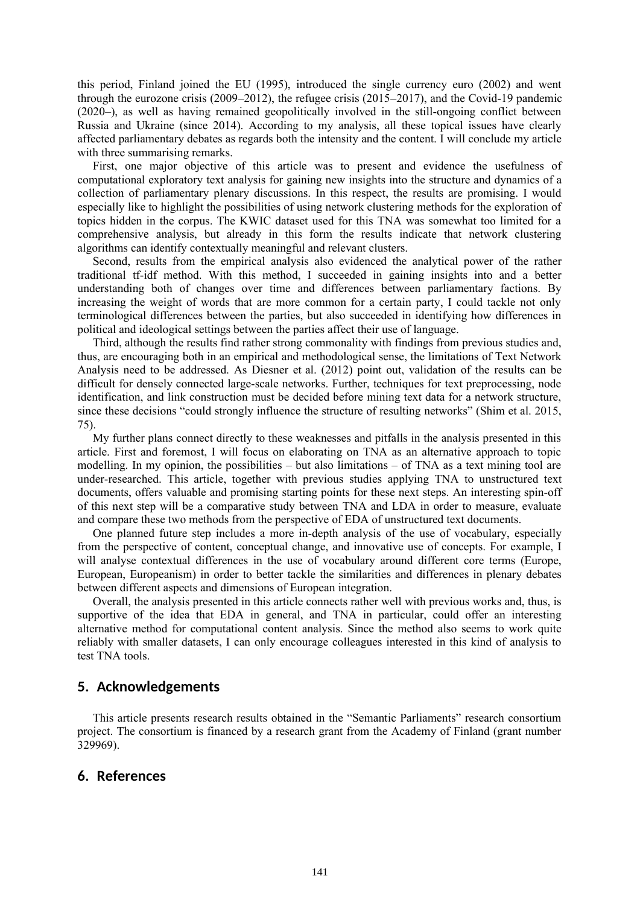this period, Finland joined the EU (1995), introduced the single currency euro (2002) and went through the eurozone crisis (2009–2012), the refugee crisis (2015–2017), and the Covid-19 pandemic (2020–), as well as having remained geopolitically involved in the still-ongoing conflict between Russia and Ukraine (since 2014). According to my analysis, all these topical issues have clearly affected parliamentary debates as regards both the intensity and the content. I will conclude my article with three summarising remarks.

First, one major objective of this article was to present and evidence the usefulness of computational exploratory text analysis for gaining new insights into the structure and dynamics of a collection of parliamentary plenary discussions. In this respect, the results are promising. I would especially like to highlight the possibilities of using network clustering methods for the exploration of topics hidden in the corpus. The KWIC dataset used for this TNA was somewhat too limited for a comprehensive analysis, but already in this form the results indicate that network clustering algorithms can identify contextually meaningful and relevant clusters.

Second, results from the empirical analysis also evidenced the analytical power of the rather traditional tf-idf method. With this method, I succeeded in gaining insights into and a better understanding both of changes over time and differences between parliamentary factions. By increasing the weight of words that are more common for a certain party, I could tackle not only terminological differences between the parties, but also succeeded in identifying how differences in political and ideological settings between the parties affect their use of language.

Third, although the results find rather strong commonality with findings from previous studies and, thus, are encouraging both in an empirical and methodological sense, the limitations of Text Network Analysis need to be addressed. As Diesner et al. (2012) point out, validation of the results can be difficult for densely connected large-scale networks. Further, techniques for text preprocessing, node identification, and link construction must be decided before mining text data for a network structure, since these decisions "could strongly influence the structure of resulting networks" (Shim et al. 2015, 75).

My further plans connect directly to these weaknesses and pitfalls in the analysis presented in this article. First and foremost, I will focus on elaborating on TNA as an alternative approach to topic modelling. In my opinion, the possibilities – but also limitations – of TNA as a text mining tool are under-researched. This article, together with previous studies applying TNA to unstructured text documents, offers valuable and promising starting points for these next steps. An interesting spin-off of this next step will be a comparative study between TNA and LDA in order to measure, evaluate and compare these two methods from the perspective of EDA of unstructured text documents.

One planned future step includes a more in-depth analysis of the use of vocabulary, especially from the perspective of content, conceptual change, and innovative use of concepts. For example, I will analyse contextual differences in the use of vocabulary around different core terms (Europe, European, Europeanism) in order to better tackle the similarities and differences in plenary debates between different aspects and dimensions of European integration.

Overall, the analysis presented in this article connects rather well with previous works and, thus, is supportive of the idea that EDA in general, and TNA in particular, could offer an interesting alternative method for computational content analysis. Since the method also seems to work quite reliably with smaller datasets, I can only encourage colleagues interested in this kind of analysis to test TNA tools.

## 5. Acknowledgements

This article presents research results obtained in the "Semantic Parliaments" research consortium project. The consortium is financed by a research grant from the Academy of Finland (grant number 329969).

## 6. References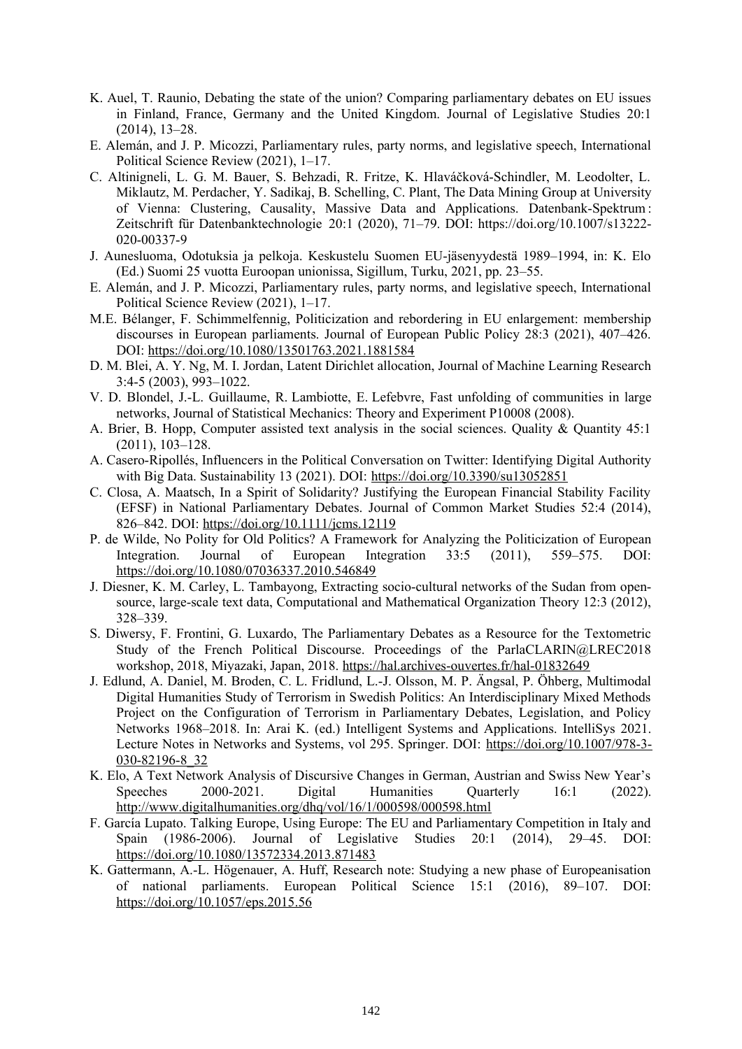K. Auel, T. Raunio, Debating the state of the union? Comparing parliamentary debates on EU issues in Finland, France, Germany and the United Kingdom. Journal of Legislative Studies 20:1 (2014), 13–28.

E. Alemán, and J. P. Micozzi, Parliamentary rules, party norms, and legislative speech, International Political Science Review (2021), 1–17.

C. Altinigneli, L. G. M. Bauer, S. Behzadi, R. Fritze, K. Hlaváčková-Schindler, M. Leodolter, L. Miklautz, M. Perdacher, Y. Sadikaj, B. Schelling, C. Plant, The Data Mining Group at University of Vienna: Clustering, Causality, Massive Data and Applications. Datenbank-Spektrum : Zeitschrift für Datenbanktechnologie 20:1 (2020), 71–79. DOI: https://doi.org/10.1007/s13222-020-00337-9

J. Aunesluoma, Odotuksia ja pelkoja. Keskustelu Suomen EU-jäsenyydestä 1989–1994, in: K. Elo (Ed.) Suomi 25 vuotta Euroopan unionissa, Sigillum, Turku, 2021, pp. 23–55.

E. Alemán, and J. P. Micozzi, Parliamentary rules, party norms, and legislative speech, International Political Science Review (2021), 1–17.

M.E. Bélanger, F. Schimmelfennig, Politicization and rebordering in EU enlargement: membership discourses in European parliaments. Journal of European Public Policy 28:3 (2021), 407–426. DOI: https://doi.org/10.1080/13501763.2021.1881584

D. M. Blei, A. Y. Ng, M. I. Jordan, Latent Dirichlet allocation, Journal of Machine Learning Research 3:4-5 (2003), 993–1022.

V. D. Blondel, J.-L. Guillaume, R. Lambiotte, E. Lefebvre, Fast unfolding of communities in large networks, Journal of Statistical Mechanics: Theory and Experiment P10008 (2008).

A. Brier, B. Hopp, Computer assisted text analysis in the social sciences. Quality & Quantity 45:1 (2011), 103–128.

A. Casero-Ripollés, Influencers in the Political Conversation on Twitter: Identifying Digital Authority with Big Data. Sustainability 13 (2021). DOI: https://doi.org/10.3390/su13052851

C. Closa, A. Maatsch, In a Spirit of Solidarity? Justifying the European Financial Stability Facility (EFSF) in National Parliamentary Debates. Journal of Common Market Studies 52:4 (2014), 826–842. DOI: https://doi.org/10.1111/jcms.12119

P. de Wilde, No Polity for Old Politics? A Framework for Analyzing the Politicization of European Integration. Journal of European Integration 33:5 (2011), 559–575. DOI: https://doi.org/10.1080/07036337.2010.546849

J. Diesner, K. M. Carley, L. Tambayong, Extracting socio-cultural networks of the Sudan from open-source, large-scale text data, Computational and Mathematical Organization Theory 12:3 (2012), 328–339.

S. Diwersy, F. Frontini, G. Luxardo, The Parliamentary Debates as a Resource for the Textometric Study of the French Political Discourse. Proceedings of the ParlaCLARIN@LREC2018 workshop, 2018, Miyazaki, Japan, 2018. https://hal.archives-ouvertes.fr/hal-01832649

J. Edlund, A. Daniel, M. Broden, C. L. Fridlund, L.-J. Olsson, M. P. Ängsal, P. Öhberg, Multimodal Digital Humanities Study of Terrorism in Swedish Politics: An Interdisciplinary Mixed Methods Project on the Configuration of Terrorism in Parliamentary Debates, Legislation, and Policy Networks 1968–2018. In: Arai K. (ed.) Intelligent Systems and Applications. IntelliSys 2021. Lecture Notes in Networks and Systems, vol 295. Springer. DOI: https://doi.org/10.1007/978-3-030-82196-8_32

K. Elo, A Text Network Analysis of Discursive Changes in German, Austrian and Swiss New Year's Speeches 2000-2021. Digital Humanities Quarterly 16:1 (2022). http://www.digitalhumanities.org/dhq/vol/16/1/000598/000598.html

F. García Lupato. Talking Europe, Using Europe: The EU and Parliamentary Competition in Italy and Spain (1986-2006). Journal of Legislative Studies 20:1 (2014), 29–45. DOI: https://doi.org/10.1080/13572334.2013.871483

K. Gattermann, A.-L. Högenauer, A. Huff, Research note: Studying a new phase of Europeanisation of national parliaments. European Political Science 15:1 (2016), 89–107. DOI: https://doi.org/10.1057/eps.2015.56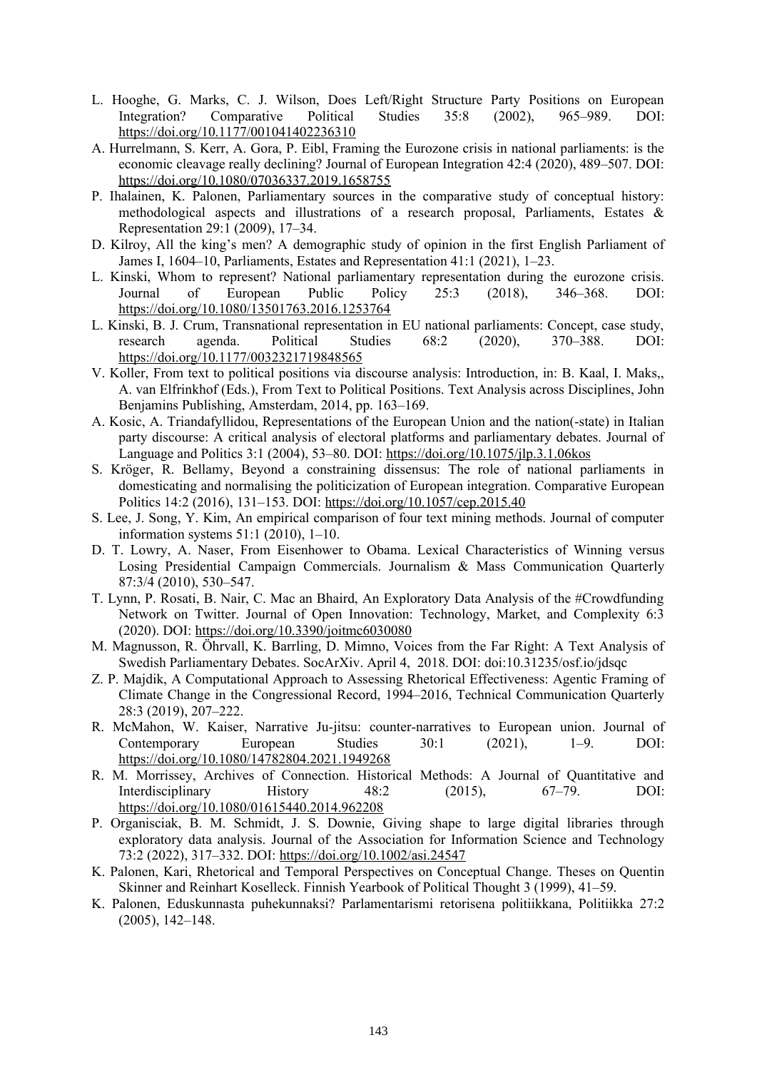L. Hooghe, G. Marks, C. J. Wilson, Does Left/Right Structure Party Positions on European Integration? Comparative Political Studies 35:8 (2002), 965–989. DOI: https://doi.org/10.1177/001041402236310

A. Hurrelmann, S. Kerr, A. Gora, P. Eibl, Framing the Eurozone crisis in national parliaments: is the economic cleavage really declining? Journal of European Integration 42:4 (2020), 489–507. DOI: https://doi.org/10.1080/07036337.2019.1658755

P. Ihalainen, K. Palonen, Parliamentary sources in the comparative study of conceptual history: methodological aspects and illustrations of a research proposal, Parliaments, Estates & Representation 29:1 (2009), 17–34.

D. Kilroy, All the king's men? A demographic study of opinion in the first English Parliament of James I, 1604–10, Parliaments, Estates and Representation 41:1 (2021), 1–23.

L. Kinski, Whom to represent? National parliamentary representation during the eurozone crisis. Journal of European Public Policy 25:3 (2018), 346–368. DOI: https://doi.org/10.1080/13501763.2016.1253764

L. Kinski, B. J. Crum, Transnational representation in EU national parliaments: Concept, case study, research agenda. Political Studies 68:2 (2020), 370–388. DOI: https://doi.org/10.1177/0032321719848565

V. Koller, From text to political positions via discourse analysis: Introduction, in: B. Kaal, I. Maks,, A. van Elfrinkhof (Eds.), From Text to Political Positions. Text Analysis across Disciplines, John Benjamins Publishing, Amsterdam, 2014, pp. 163–169.

A. Kosic, A. Triandafyllidou, Representations of the European Union and the nation(-state) in Italian party discourse: A critical analysis of electoral platforms and parliamentary debates. Journal of Language and Politics 3:1 (2004), 53–80. DOI: https://doi.org/10.1075/jlp.3.1.06kos

S. Kröger, R. Bellamy, Beyond a constraining dissensus: The role of national parliaments in domesticating and normalising the politicization of European integration. Comparative European Politics 14:2 (2016), 131–153. DOI: https://doi.org/10.1057/cep.2015.40

S. Lee, J. Song, Y. Kim, An empirical comparison of four text mining methods. Journal of computer information systems 51:1 (2010), 1–10.

D. T. Lowry, A. Naser, From Eisenhower to Obama. Lexical Characteristics of Winning versus Losing Presidential Campaign Commercials. Journalism & Mass Communication Quarterly 87:3/4 (2010), 530–547.

T. Lynn, P. Rosati, B. Nair, C. Mac an Bhaird, An Exploratory Data Analysis of the #Crowdfunding Network on Twitter. Journal of Open Innovation: Technology, Market, and Complexity 6:3 (2020). DOI: https://doi.org/10.3390/joitmc6030080

M. Magnusson, R. Öhrvall, K. Barrling, D. Mimno, Voices from the Far Right: A Text Analysis of Swedish Parliamentary Debates. SocArXiv. April 4, 2018. DOI: doi:10.31235/osf.io/jdsqc

Z. P. Majdik, A Computational Approach to Assessing Rhetorical Effectiveness: Agentic Framing of Climate Change in the Congressional Record, 1994–2016, Technical Communication Quarterly 28:3 (2019), 207–222.

R. McMahon, W. Kaiser, Narrative Ju-jitsu: counter-narratives to European union. Journal of Contemporary European Studies 30:1 (2021), 1–9. DOI: https://doi.org/10.1080/14782804.2021.1949268

R. M. Morrissey, Archives of Connection. Historical Methods: A Journal of Quantitative and Interdisciplinary History 48:2 (2015), 67–79. DOI: https://doi.org/10.1080/01615440.2014.962208

P. Organisciak, B. M. Schmidt, J. S. Downie, Giving shape to large digital libraries through exploratory data analysis. Journal of the Association for Information Science and Technology 73:2 (2022), 317–332. DOI: https://doi.org/10.1002/asi.24547

K. Palonen, Kari, Rhetorical and Temporal Perspectives on Conceptual Change. Theses on Quentin Skinner and Reinhart Koselleck. Finnish Yearbook of Political Thought 3 (1999), 41–59.

K. Palonen, Eduskunnasta puhekunnaksi? Parlamentarismi retorisena politiikkana, Politiikka 27:2 (2005), 142–148.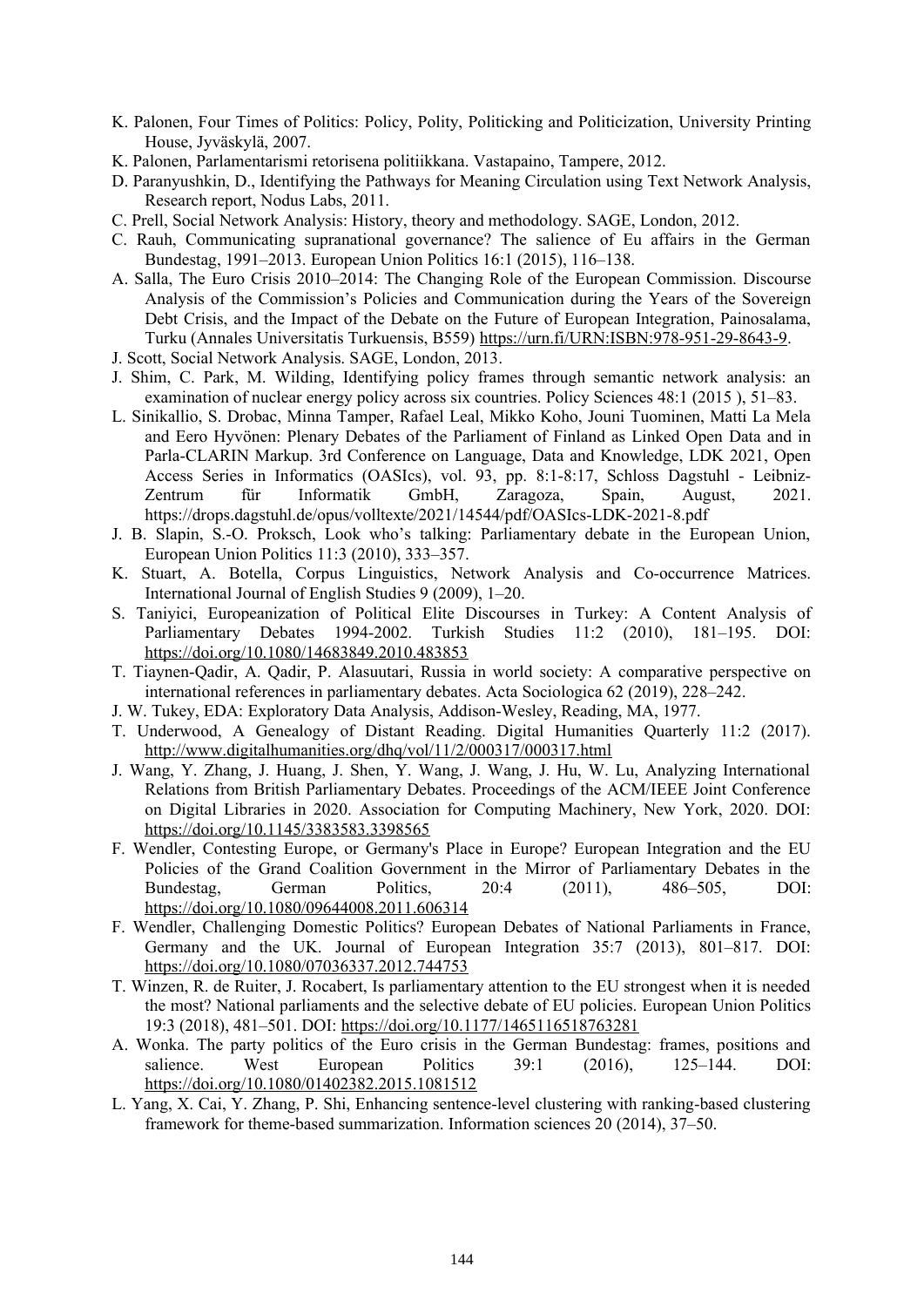K. Palonen, Four Times of Politics: Policy, Polity, Politicking and Politicization, University Printing House, Jyväskylä, 2007.

K. Palonen, Parlamentarismi retorisena politiikkana. Vastapaino, Tampere, 2012.

D. Paranyushkin, D., Identifying the Pathways for Meaning Circulation using Text Network Analysis, Research report, Nodus Labs, 2011.

C. Prell, Social Network Analysis: History, theory and methodology. SAGE, London, 2012.

C. Rauh, Communicating supranational governance? The salience of Eu affairs in the German Bundestag, 1991–2013. European Union Politics 16:1 (2015), 116–138.

A. Salla, The Euro Crisis 2010–2014: The Changing Role of the European Commission. Discourse Analysis of the Commission's Policies and Communication during the Years of the Sovereign Debt Crisis, and the Impact of the Debate on the Future of European Integration, Painosalama, Turku (Annales Universitatis Turkuensis, B559) https://urn.fi/URN:ISBN:978-951-29-8643-9.

J. Scott, Social Network Analysis. SAGE, London, 2013.

J. Shim, C. Park, M. Wilding, Identifying policy frames through semantic network analysis: an examination of nuclear energy policy across six countries. Policy Sciences 48:1 (2015 ), 51–83.

L. Sinikallio, S. Drobac, Minna Tamper, Rafael Leal, Mikko Koho, Jouni Tuominen, Matti La Mela and Eero Hyvönen: Plenary Debates of the Parliament of Finland as Linked Open Data and in Parla-CLARIN Markup. 3rd Conference on Language, Data and Knowledge, LDK 2021, Open Access Series in Informatics (OASIcs), vol. 93, pp. 8:1-8:17, Schloss Dagstuhl - Leibniz-Zentrum für Informatik GmbH, Zaragoza, Spain, August, 2021. https://drops.dagstuhl.de/opus/volltexte/2021/14544/pdf/OASIcs-LDK-2021-8.pdf

J. B. Slapin, S.-O. Proksch, Look who's talking: Parliamentary debate in the European Union, European Union Politics 11:3 (2010), 333–357.

K. Stuart, A. Botella, Corpus Linguistics, Network Analysis and Co-occurrence Matrices. International Journal of English Studies 9 (2009), 1–20.

S. Taniyici, Europeanization of Political Elite Discourses in Turkey: A Content Analysis of Parliamentary Debates 1994-2002. Turkish Studies 11:2 (2010), 181–195. DOI: https://doi.org/10.1080/14683849.2010.483853

T. Tiaynen-Qadir, A. Qadir, P. Alasuutari, Russia in world society: A comparative perspective on international references in parliamentary debates. Acta Sociologica 62 (2019), 228–242.

J. W. Tukey, EDA: Exploratory Data Analysis, Addison-Wesley, Reading, MA, 1977.

T. Underwood, A Genealogy of Distant Reading. Digital Humanities Quarterly 11:2 (2017). http://www.digitalhumanities.org/dhq/vol/11/2/000317/000317.html

J. Wang, Y. Zhang, J. Huang, J. Shen, Y. Wang, J. Wang, J. Hu, W. Lu, Analyzing International Relations from British Parliamentary Debates. Proceedings of the ACM/IEEE Joint Conference on Digital Libraries in 2020. Association for Computing Machinery, New York, 2020. DOI: https://doi.org/10.1145/3383583.3398565

F. Wendler, Contesting Europe, or Germany's Place in Europe? European Integration and the EU Policies of the Grand Coalition Government in the Mirror of Parliamentary Debates in the Bundestag, German Politics, 20:4 (2011), 486–505, DOI: https://doi.org/10.1080/09644008.2011.606314

F. Wendler, Challenging Domestic Politics? European Debates of National Parliaments in France, Germany and the UK. Journal of European Integration 35:7 (2013), 801–817. DOI: https://doi.org/10.1080/07036337.2012.744753

T. Winzen, R. de Ruiter, J. Rocabert, Is parliamentary attention to the EU strongest when it is needed the most? National parliaments and the selective debate of EU policies. European Union Politics 19:3 (2018), 481–501. DOI: https://doi.org/10.1177/1465116518763281

A. Wonka. The party politics of the Euro crisis in the German Bundestag: frames, positions and salience. West European Politics 39:1 (2016), 125–144. DOI: https://doi.org/10.1080/01402382.2015.1081512

L. Yang, X. Cai, Y. Zhang, P. Shi, Enhancing sentence-level clustering with ranking-based clustering framework for theme-based summarization. Information sciences 20 (2014), 37–50.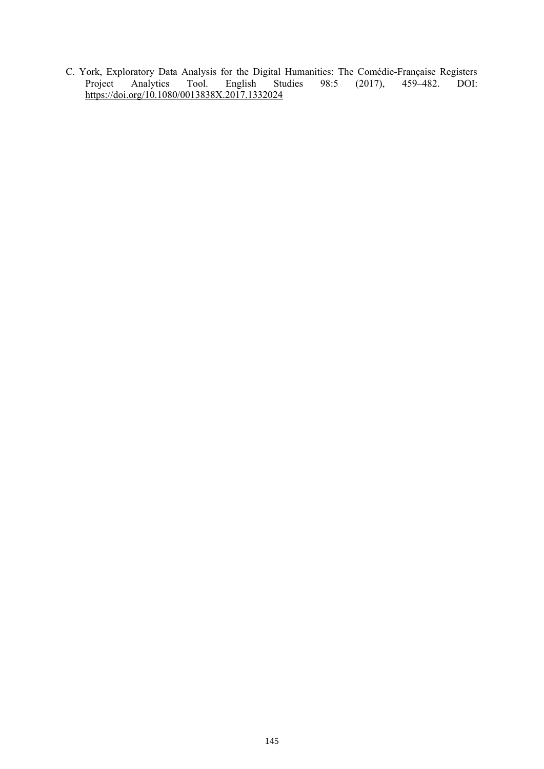C. York, Exploratory Data Analysis for the Digital Humanities: The Comédie-Française Registers Project Analytics Tool. English Studies 98:5 (2017), 459–482. DOI: https://doi.org/10.1080/0013838X.2017.1332024